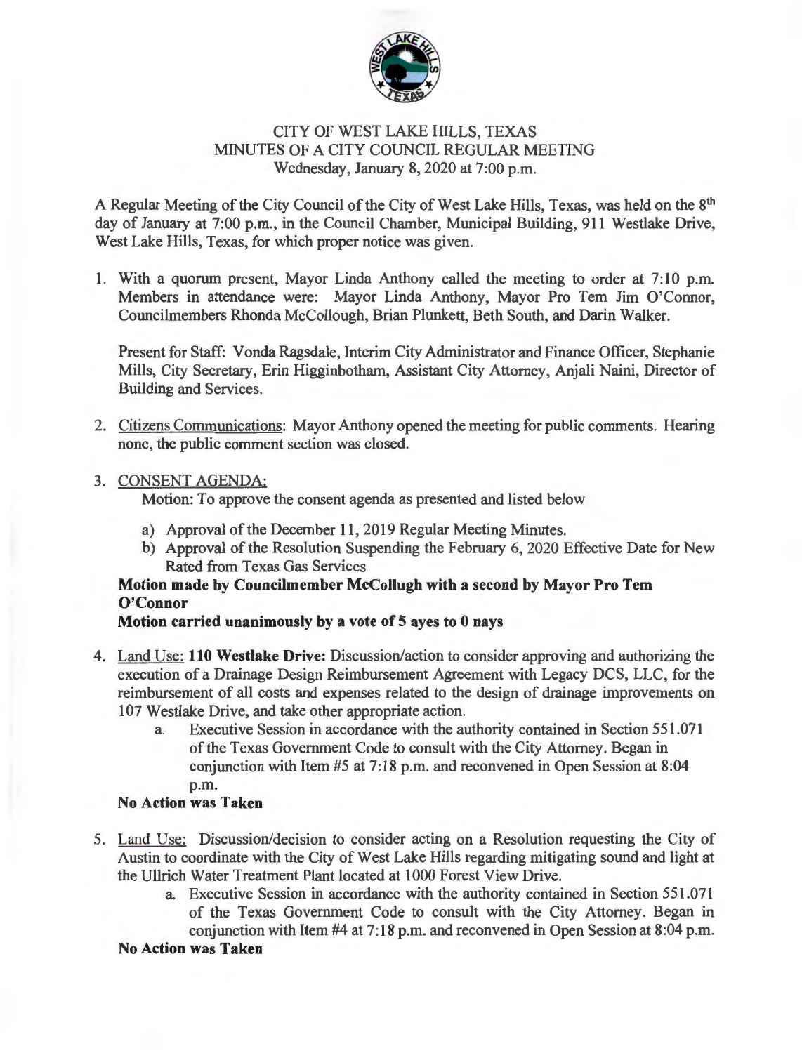CITY OF WEST LAKE HILLS, TEXAS
MINUTES OF A CITY COUNCIL REGULAR MEETING
Wednesday, January 8, 2020 at 7:00 p.m.

A Regular Meeting of the City Council of the City of West Lake Hills, Texas, was held on the 8th day of January at 7:00 p.m., in the Council Chamber, Municipal Building, 911 Westlake Drive, West Lake Hills, Texas, for which proper notice was given.

1. With a quorum present, Mayor Linda Anthony called the meeting to order at 7:10 p.m. Members in attendance were: Mayor Linda Anthony, Mayor Pro Tem Jim O'Connor, Councilmembers Rhonda McCollough, Brian Plunkett, Beth South, and Darin Walker.

   Present for Staff: Vonda Ragsdale, Interim City Administrator and Finance Officer, Stephanie Mills, City Secretary, Erin Higginbotham, Assistant City Attorney, Anjali Naini, Director of Building and Services.

2. Citizens Communications: Mayor Anthony opened the meeting for public comments. Hearing none, the public comment section was closed.

3. CONSENT AGENDA:

   Motion: To approve the consent agenda as presented and listed below

   a) Approval of the December 11, 2019 Regular Meeting Minutes.
   b) Approval of the Resolution Suspending the February 6, 2020 Effective Date for New Rated from Texas Gas Services

   **Motion made by Councilmember McCollugh with a second by Mayor Pro Tem O'Connor**

   **Motion carried unanimously by a vote of 5 ayes to 0 nays**

4. Land Use: **110 Westlake Drive:** Discussion/action to consider approving and authorizing the execution of a Drainage Design Reimbursement Agreement with Legacy DCS, LLC, for the reimbursement of all costs and expenses related to the design of drainage improvements on 107 Westlake Drive, and take other appropriate action.

   a. Executive Session in accordance with the authority contained in Section 551.071 of the Texas Government Code to consult with the City Attorney. Began in conjunction with Item #5 at 7:18 p.m. and reconvened in Open Session at 8:04 p.m.

   **No Action was Taken**

5. Land Use: Discussion/decision to consider acting on a Resolution requesting the City of Austin to coordinate with the City of West Lake Hills regarding mitigating sound and light at the Ullrich Water Treatment Plant located at 1000 Forest View Drive.

   a. Executive Session in accordance with the authority contained in Section 551.071 of the Texas Government Code to consult with the City Attorney. Began in conjunction with Item #4 at 7:18 p.m. and reconvened in Open Session at 8:04 p.m.

   **No Action was Taken**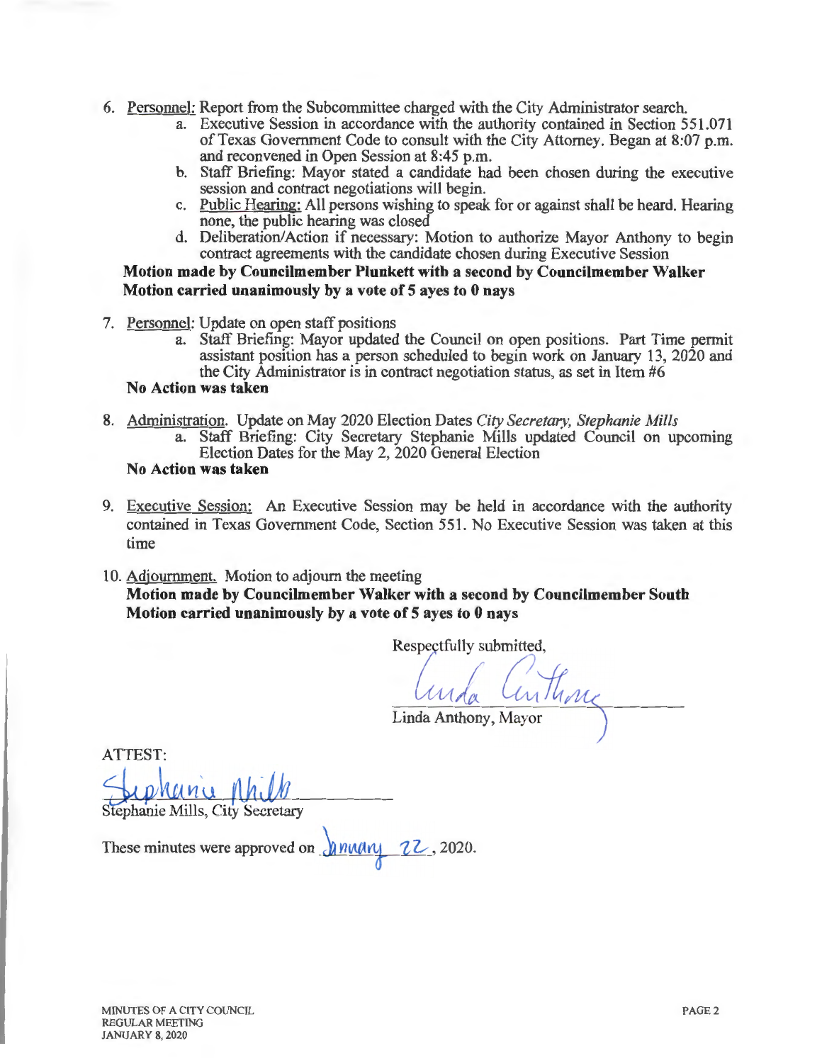6. Personnel: Report from the Subcommittee charged with the City Administrator search.
   a. Executive Session in accordance with the authority contained in Section 551.071 of Texas Government Code to consult with the City Attorney. Began at 8:07 p.m. and reconvened in Open Session at 8:45 p.m.
   b. Staff Briefing: Mayor stated a candidate had been chosen during the executive session and contract negotiations will begin.
   c. Public Hearing: All persons wishing to speak for or against shall be heard. Hearing none, the public hearing was closed
   d. Deliberation/Action if necessary: Motion to authorize Mayor Anthony to begin contract agreements with the candidate chosen during Executive Session

   **Motion made by Councilmember Plunkett with a second by Councilmember Walker**
   **Motion carried unanimously by a vote of 5 ayes to 0 nays**

7. Personnel: Update on open staff positions
   a. Staff Briefing: Mayor updated the Council on open positions. Part Time permit assistant position has a person scheduled to begin work on January 13, 2020 and the City Administrator is in contract negotiation status, as set in Item #6

   **No Action was taken**

8. Administration. Update on May 2020 Election Dates *City Secretary, Stephanie Mills*
   a. Staff Briefing: City Secretary Stephanie Mills updated Council on upcoming Election Dates for the May 2, 2020 General Election

   **No Action was taken**

9. Executive Session: An Executive Session may be held in accordance with the authority contained in Texas Government Code, Section 551. No Executive Session was taken at this time

10. Adjournment. Motion to adjourn the meeting

    **Motion made by Councilmember Walker with a second by Councilmember South**
    **Motion carried unanimously by a vote of 5 ayes to 0 nays**

Respectfully submitted,

Linda Anthony

Linda Anthony, Mayor

ATTEST:

Stephanie Mills

Stephanie Mills, City Secretary

These minutes were approved on January 22, 2020.

MINUTES OF A CITY COUNCIL REGULAR MEETING JANUARY 8, 2020